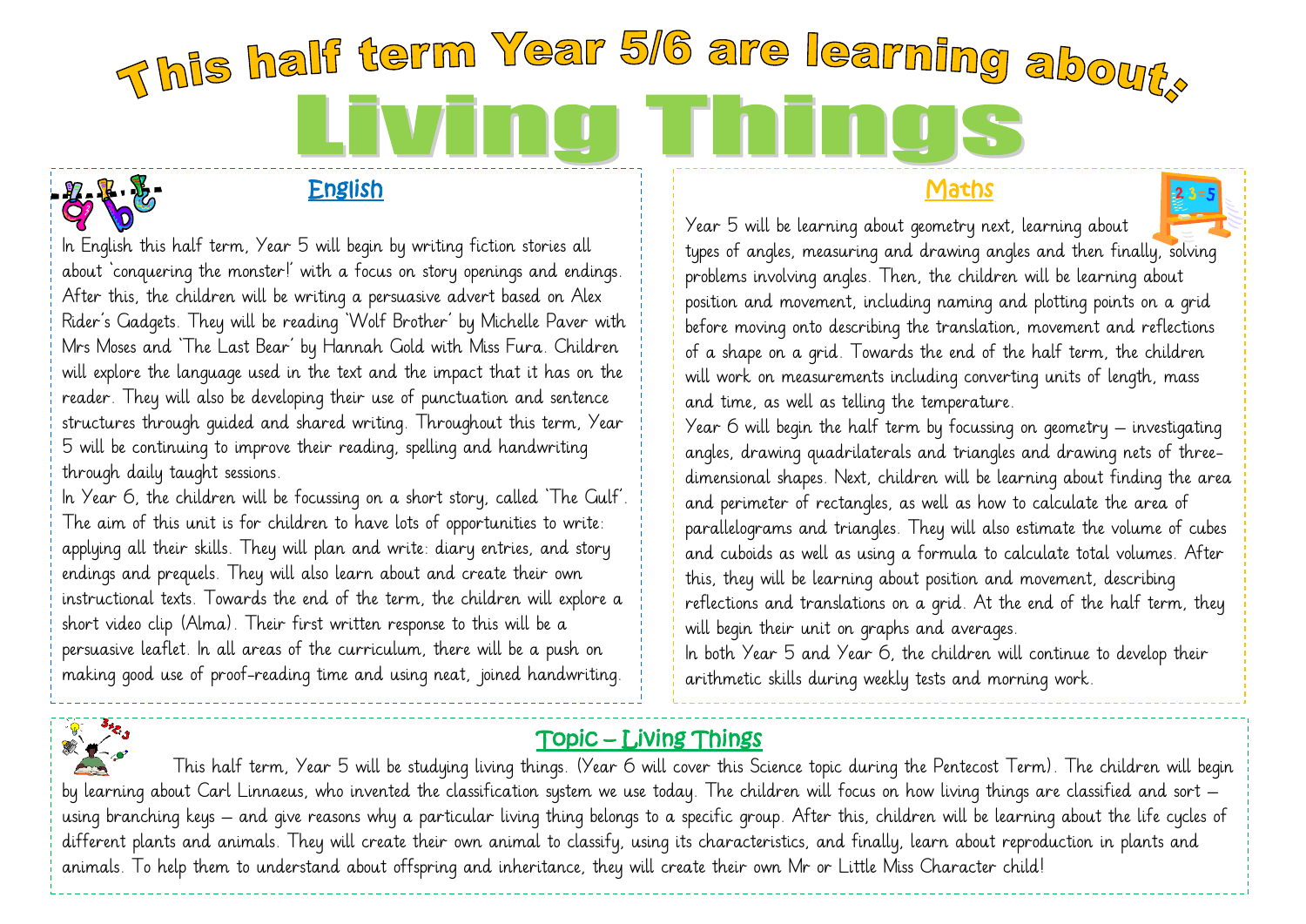# This half term Year 5/6 are learning about:

# Living Things

## English

In English this half term, Year 5 will begin by writing fiction stories all about 'conquering the monster!' with a focus on story openings and endings. After this, the children will be writing a persuasive advert based on Alex Rider's Gadgets. They will be reading 'Wolf Brother' by Michelle Paver with Mrs Moses and 'The Last Bear' by Hannah Gold with Miss Fura. Children will explore the language used in the text and the impact that it has on the reader. They will also be developing their use of punctuation and sentence structures through guided and shared writing. Throughout this term, Year 5 will be continuing to improve their reading, spelling and handwriting through daily taught sessions.

In Year 6, the children will be focussing on a short story, called 'The Gulf'. The aim of this unit is for children to have lots of opportunities to write: applying all their skills. They will plan and write: diary entries, and story endings and prequels. They will also learn about and create their own instructional texts. Towards the end of the term, the children will explore a short video clip (Alma). Their first written response to this will be a persuasive leaflet. In all areas of the curriculum, there will be a push on making good use of proof-reading time and using neat, joined handwriting.

## Maths

Year 5 will be learning about geometry next, learning about types of angles, measuring and drawing angles and then finally, solving problems involving angles. Then, the children will be learning about position and movement, including naming and plotting points on a grid before moving onto describing the translation, movement and reflections of a shape on a grid. Towards the end of the half term, the children will work on measurements including converting units of length, mass and time, as well as telling the temperature.

Year 6 will begin the half term by focussing on geometry – investigating angles, drawing quadrilaterals and triangles and drawing nets of three-dimensional shapes. Next, children will be learning about finding the area and perimeter of rectangles, as well as how to calculate the area of parallelograms and triangles. They will also estimate the volume of cubes and cuboids as well as using a formula to calculate total volumes. After this, they will be learning about position and movement, describing reflections and translations on a grid. At the end of the half term, they will begin their unit on graphs and averages.

In both Year 5 and Year 6, the children will continue to develop their arithmetic skills during weekly tests and morning work.

## Topic – Living Things

This half term, Year 5 will be studying living things. (Year 6 will cover this Science topic during the Pentecost Term). The children will begin by learning about Carl Linnaeus, who invented the classification system we use today. The children will focus on how living things are classified and sort – using branching keys – and give reasons why a particular living thing belongs to a specific group. After this, children will be learning about the life cycles of different plants and animals. They will create their own animal to classify, using its characteristics, and finally, learn about reproduction in plants and animals. To help them to understand about offspring and inheritance, they will create their own Mr or Little Miss Character child!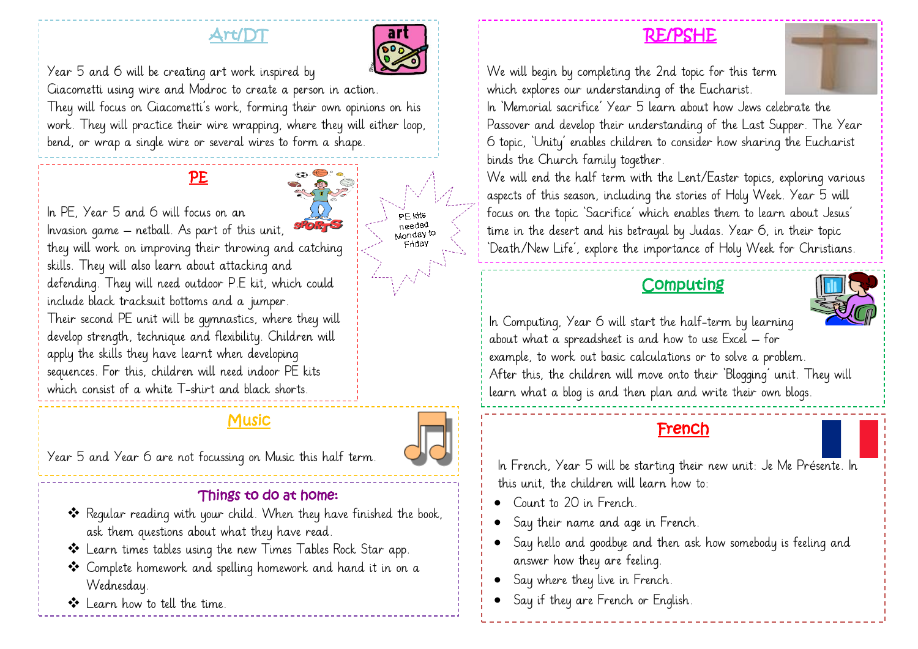## Art/DT

Year 5 and 6 will be creating art work inspired by Giacometti using wire and Modroc to create a person in action. They will focus on Giacometti's work, forming their own opinions on his work. They will practice their wire wrapping, where they will either loop, bend, or wrap a single wire or several wires to form a shape.

## PE

In PE, Year 5 and 6 will focus on an Invasion game – netball. As part of this unit, they will work on improving their throwing and catching skills. They will also learn about attacking and defending. They will need outdoor P.E kit, which could include black tracksuit bottoms and a jumper.

Their second PE unit will be gymnastics, where they will develop strength, technique and flexibility. Children will apply the skills they have learnt when developing sequences. For this, children will need indoor PE kits which consist of a white T-shirt and black shorts.

PE kits needed Monday to Friday

## Music

Year 5 and Year 6 are not focussing on Music this half term.

### Things to do at home:

- Regular reading with your child. When they have finished the book, ask them questions about what they have read.
- Learn times tables using the new Times Tables Rock Star app.
- Complete homework and spelling homework and hand it in on a Wednesday.
- Learn how to tell the time.

## RE/PSHE

We will begin by completing the 2nd topic for this term which explores our understanding of the Eucharist.

In 'Memorial sacrifice' Year 5 learn about how Jews celebrate the Passover and develop their understanding of the Last Supper. The Year 6 topic, 'Unity' enables children to consider how sharing the Eucharist binds the Church family together.

We will end the half term with the Lent/Easter topics, exploring various aspects of this season, including the stories of Holy Week. Year 5 will focus on the topic 'Sacrifice' which enables them to learn about Jesus' time in the desert and his betrayal by Judas. Year 6, in their topic 'Death/New Life', explore the importance of Holy Week for Christians.

## Computing

In Computing, Year 6 will start the half-term by learning about what a spreadsheet is and how to use Excel – for example, to work out basic calculations or to solve a problem.

After this, the children will move onto their 'Blogging' unit. They will learn what a blog is and then plan and write their own blogs.

## French

In French, Year 5 will be starting their new unit: Je Me Présente. In this unit, the children will learn how to:

- Count to 20 in French.
- Say their name and age in French.
- Say hello and goodbye and then ask how somebody is feeling and answer how they are feeling.
- Say where they live in French.
- Say if they are French or English.